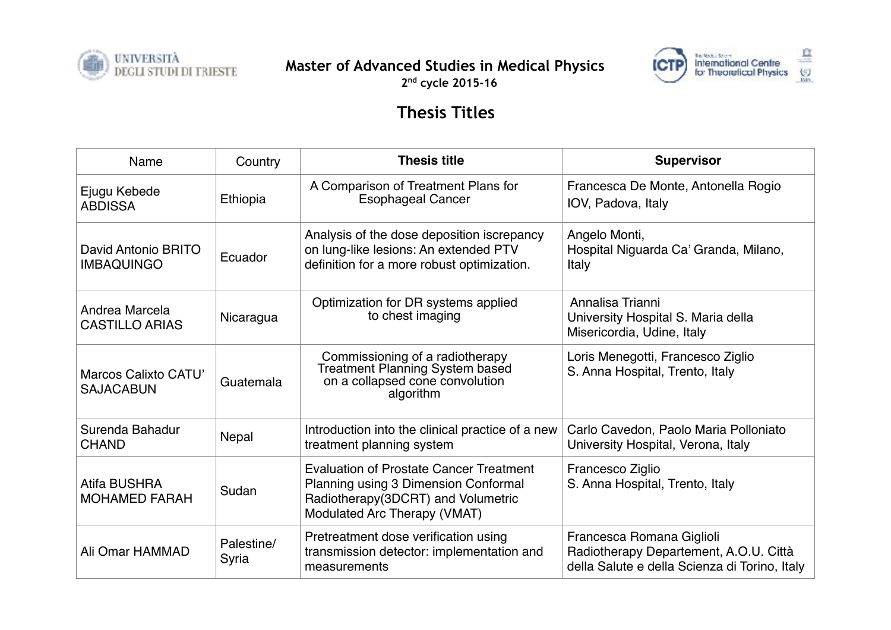# Master of Advanced Studies in Medical Physics

2nd cycle 2015-16

## Thesis Titles

| Name | Country | Thesis title | Supervisor |
|---|---|---|---|
| Ejugu Kebede ABDISSA | Ethiopia | A Comparison of Treatment Plans for Esophageal Cancer | Francesca De Monte, Antonella Rogio IOV, Padova, Italy |
| David Antonio BRITO IMBAQUINGO | Ecuador | Analysis of the dose deposition iscrepancy on lung-like lesions: An extended PTV definition for a more robust optimization. | Angelo Monti, Hospital Niguarda Ca' Granda, Milano, Italy |
| Andrea Marcela CASTILLO ARIAS | Nicaragua | Optimization for DR systems applied to chest imaging | Annalisa Trianni University Hospital S. Maria della Misericordia, Udine, Italy |
| Marcos Calixto CATU' SAJACABUN | Guatemala | Commissioning of a radiotherapy Treatment Planning System based on a collapsed cone convolution algorithm | Loris Menegotti, Francesco Ziglio S. Anna Hospital, Trento, Italy |
| Surenda Bahadur CHAND | Nepal | Introduction into the clinical practice of a new treatment planning system | Carlo Cavedon, Paolo Maria Polloniato University Hospital, Verona, Italy |
| Atifa BUSHRA MOHAMED FARAH | Sudan | Evaluation of Prostate Cancer Treatment Planning using 3 Dimension Conformal Radiotherapy(3DCRT) and Volumetric Modulated Arc Therapy (VMAT) | Francesco Ziglio S. Anna Hospital, Trento, Italy |
| Ali Omar HAMMAD | Palestine/ Syria | Pretreatment dose verification using transmission detector: implementation and measurements | Francesca Romana Giglioli Radiotherapy Departement, A.O.U. Città della Salute e della Scienza di Torino, Italy |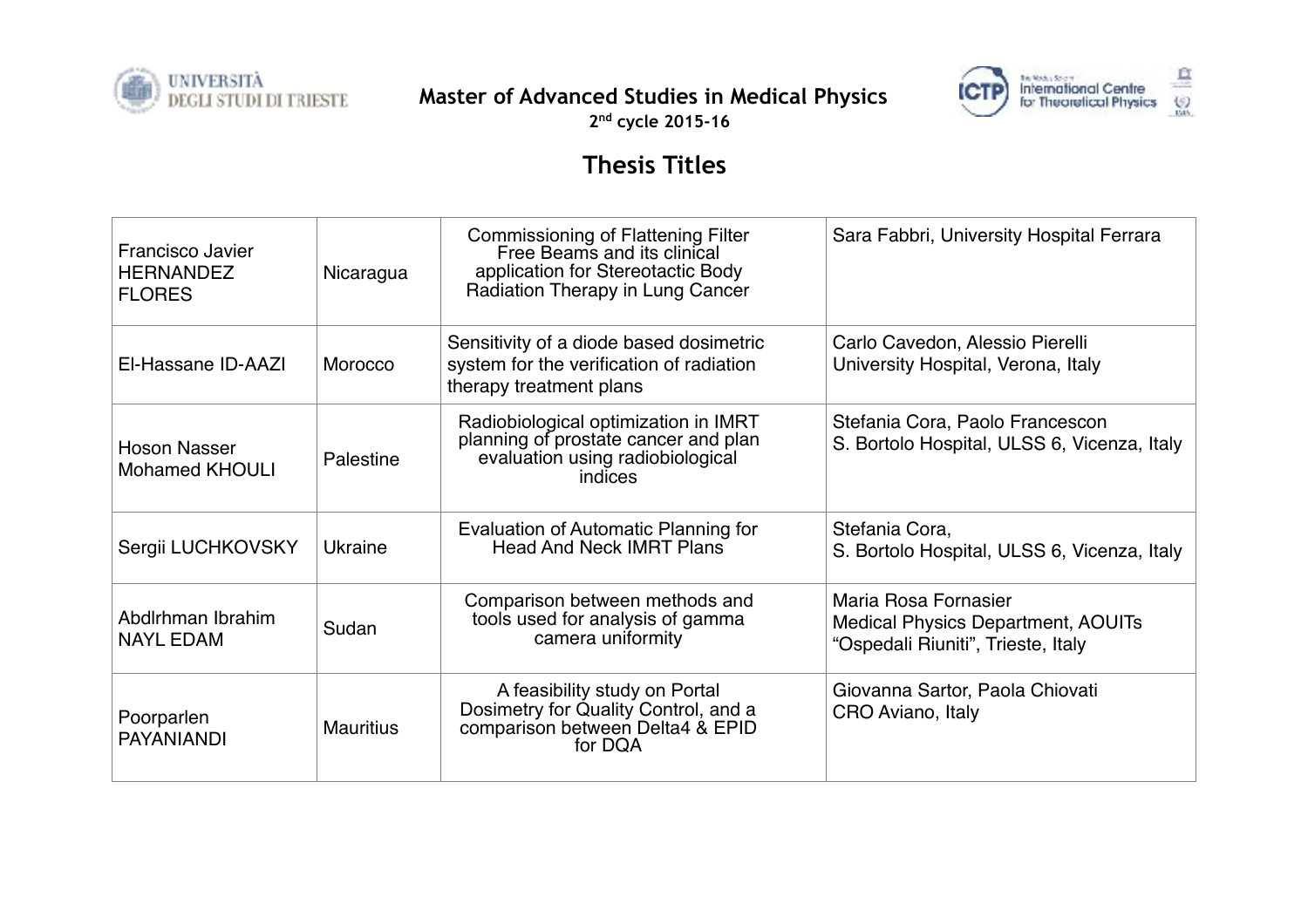**Master of Advanced Studies in Medical Physics**
**2nd cycle 2015-16**

## Thesis Titles

| | | | |
|---|---|---|---|
| Francisco Javier HERNANDEZ FLORES | Nicaragua | Commissioning of Flattening Filter Free Beams and its clinical application for Stereotactic Body Radiation Therapy in Lung Cancer | Sara Fabbri, University Hospital Ferrara |
| El-Hassane ID-AAZI | Morocco | Sensitivity of a diode based dosimetric system for the verification of radiation therapy treatment plans | Carlo Cavedon, Alessio Pierelli University Hospital, Verona, Italy |
| Hoson Nasser Mohamed KHOULI | Palestine | Radiobiological optimization in IMRT planning of prostate cancer and plan evaluation using radiobiological indices | Stefania Cora, Paolo Francescon S. Bortolo Hospital, ULSS 6, Vicenza, Italy |
| Sergii LUCHKOVSKY | Ukraine | Evaluation of Automatic Planning for Head And Neck IMRT Plans | Stefania Cora, S. Bortolo Hospital, ULSS 6, Vicenza, Italy |
| Abdlrhman Ibrahim NAYL EDAM | Sudan | Comparison between methods and tools used for analysis of gamma camera uniformity | Maria Rosa Fornasier Medical Physics Department, AOUITs "Ospedali Riuniti", Trieste, Italy |
| Poorparlen PAYANIANDI | Mauritius | A feasibility study on Portal Dosimetry for Quality Control, and a comparison between Delta4 & EPID for DQA | Giovanna Sartor, Paola Chiovati CRO Aviano, Italy |